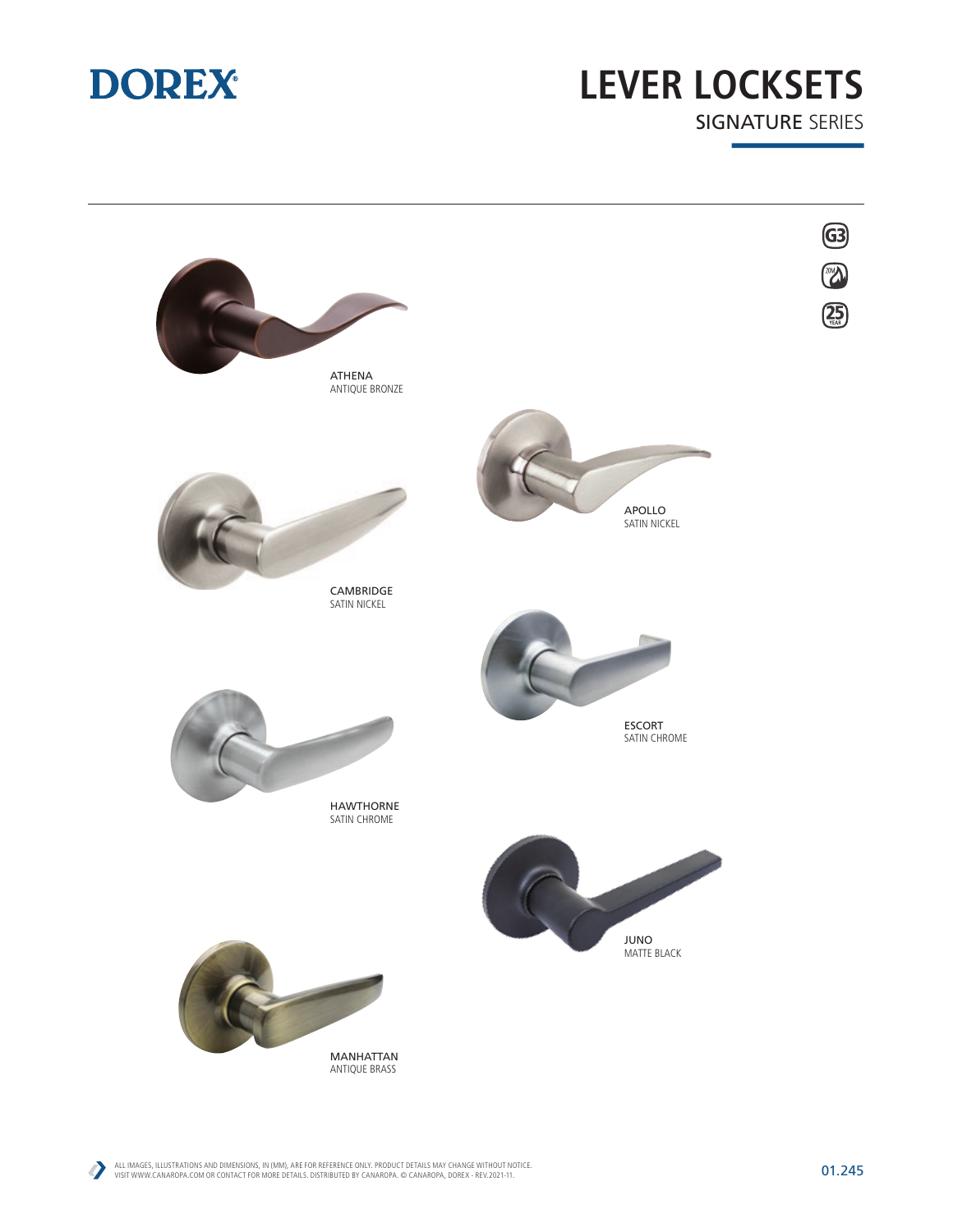# DOREX

# LEVER LOCKSETS

## SIGNATURE SERIES

G3

20M

25 YEAR

ATHENA
ANTIQUE BRONZE

APOLLO
SATIN NICKEL

CAMBRIDGE
SATIN NICKEL

ESCORT
SATIN CHROME

HAWTHORNE
SATIN CHROME

JUNO
MATTE BLACK

MANHATTAN
ANTIQUE BRASS

ALL IMAGES, ILLUSTRATIONS AND DIMENSIONS, IN (MM), ARE FOR REFERENCE ONLY. PRODUCT DETAILS MAY CHANGE WITHOUT NOTICE.
VISIT WWW.CANAROPA.COM OR CONTACT FOR MORE DETAILS. DISTRIBUTED BY CANAROPA. © CANAROPA, DOREX - REV.2021-11.

01.245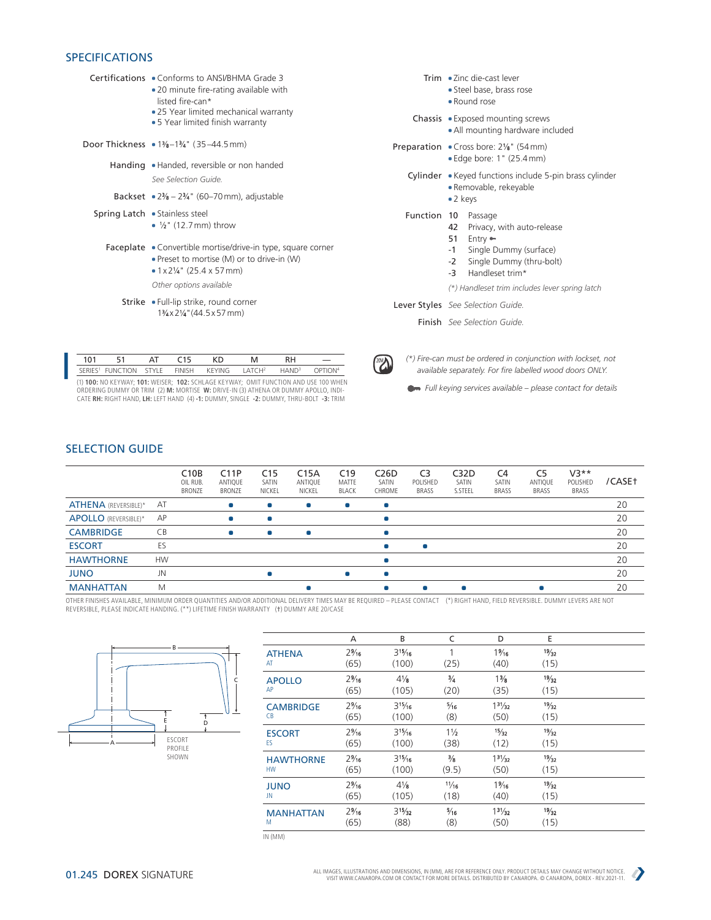## SPECIFICATIONS

**Certifications**
- Conforms to ANSI/BHMA Grade 3
- 20 minute fire-rating available with listed fire-can*
- 25 Year limited mechanical warranty
- 5 Year limited finish warranty

**Door Thickness**
- 1⅜–1¾" (35–44.5 mm)

**Handing**
- Handed, reversible or non handed

*See Selection Guide.*

**Backset**
- 2⅜ – 2¾" (60–70 mm), adjustable

**Spring Latch**
- Stainless steel
- ½" (12.7 mm) throw

**Faceplate**
- Convertible mortise/drive-in type, square corner
- Preset to mortise (M) or to drive-in (W)
- 1 x 2¼" (25.4 x 57 mm)

*Other options available*

**Strike**
- Full-lip strike, round corner 1¾ x 2¼" (44.5 x 57 mm)

**Trim**
- Zinc die-cast lever
- Steel base, brass rose
- Round rose

**Chassis**
- Exposed mounting screws
- All mounting hardware included

**Preparation**
- Cross bore: 2⅛" (54 mm)
- Edge bore: 1" (25.4 mm)

**Cylinder**
- Keyed functions include 5-pin brass cylinder
- Removable, rekeyable
- 2 keys

**Function**
- 10 Passage
- 42 Privacy, with auto-release
- 51 Entry 🔑
- -1 Single Dummy (surface)
- -2 Single Dummy (thru-bolt)
- -3 Handleset trim*

*(*) Handleset trim includes lever spring latch*

**Lever Styles** *See Selection Guide.*

**Finish** *See Selection Guide.*

| 101 | 51 | AT | C15 | KD | M | RH | — |
|---|---|---|---|---|---|---|---|
| SERIES[1] | FUNCTION | STYLE | FINISH | KEYING | LATCH[2] | HAND[3] | OPTION[4] |

(1) **100:** NO KEYWAY; **101:** WEISER; **102:** SCHLAGE KEYWAY; OMIT FUNCTION AND USE 100 WHEN ORDERING DUMMY OR TRIM (2) **M:** MORTISE **W:** DRIVE-IN (3) ATHENA OR DUMMY APOLLO, INDICATE **RH:** RIGHT HAND, **LH:** LEFT HAND (4) **-1:** DUMMY, SINGLE **-2:** DUMMY, THRU-BOLT **-3:** TRIM

*(*) Fire-can must be ordered in conjunction with lockset, not available separately. For fire labelled wood doors ONLY.*

*Full keying services available – please contact for details*

## SELECTION GUIDE

| | | C10B OIL RUB. BRONZE | C11P ANTIQUE BRONZE | C15 SATIN NICKEL | C15A ANTIQUE NICKEL | C19 MATTE BLACK | C26D SATIN CHROME | C3 POLISHED BRASS | C32D SATIN S.STEEL | C4 SATIN BRASS | C5 ANTIQUE BRASS | V3** POLISHED BRASS | /CASE† |
|---|---|---|---|---|---|---|---|---|---|---|---|---|---|
| ATHENA (REVERSIBLE)* | AT | | ● | ● | ● | ● | ● | | | | | | 20 |
| APOLLO (REVERSIBLE)* | AP | | ● | ● | | | ● | | | | | | 20 |
| CAMBRIDGE | CB | | ● | ● | ● | | ● | | | | | | 20 |
| ESCORT | ES | | | | | | ● | ● | | | | | 20 |
| HAWTHORNE | HW | | | | | | ● | | | | | | 20 |
| JUNO | JN | | | ● | | ● | ● | | | | | | 20 |
| MANHATTAN | M | | | | ● | | ● | ● | ● | | ● | | 20 |

OTHER FINISHES AVAILABLE, MINIMUM ORDER QUANTITIES AND/OR ADDITIONAL DELIVERY TIMES MAY BE REQUIRED – PLEASE CONTACT (*) RIGHT HAND, FIELD REVERSIBLE. DUMMY LEVERS ARE NOT REVERSIBLE, PLEASE INDICATE HANDING. (**) LIFETIME FINISH WARRANTY (†) DUMMY ARE 20/CASE

ESCORT PROFILE SHOWN

| | A | B | C | D | E |
|---|---|---|---|---|---|
| ATHENA AT | 2$\frac{9}{16}$ (65) | 3$\frac{15}{16}$ (100) | 1 (25) | 1$\frac{9}{16}$ (40) | $\frac{19}{32}$ (15) |
| APOLLO AP | 2$\frac{9}{16}$ (65) | 4⅛ (105) | ¾ (20) | 1⅜ (35) | $\frac{19}{32}$ (15) |
| CAMBRIDGE CB | 2$\frac{9}{16}$ (65) | 3$\frac{15}{16}$ (100) | $\frac{5}{16}$ (8) | 1$\frac{31}{32}$ (50) | $\frac{19}{32}$ (15) |
| ESCORT ES | 2$\frac{9}{16}$ (65) | 3$\frac{15}{16}$ (100) | 1½ (38) | $\frac{15}{32}$ (12) | $\frac{19}{32}$ (15) |
| HAWTHORNE HW | 2$\frac{9}{16}$ (65) | 3$\frac{15}{16}$ (100) | ⅜ (9.5) | 1$\frac{31}{32}$ (50) | $\frac{19}{32}$ (15) |
| JUNO JN | 2$\frac{9}{16}$ (65) | 4⅛ (105) | $\frac{11}{16}$ (18) | 1$\frac{9}{16}$ (40) | $\frac{19}{32}$ (15) |
| MANHATTAN M | 2$\frac{9}{16}$ (65) | 3$\frac{15}{32}$ (88) | $\frac{5}{16}$ (8) | 1$\frac{31}{32}$ (50) | $\frac{19}{32}$ (15) |

IN (MM)

ALL IMAGES, ILLUSTRATIONS AND DIMENSIONS, IN (MM), ARE FOR REFERENCE ONLY. PRODUCT DETAILS MAY CHANGE WITHOUT NOTICE. VISIT WWW.CANAROPA.COM OR CONTACT FOR MORE DETAILS. DISTRIBUTED BY CANAROPA. © CANAROPA, DOREX - REV.2021-11.